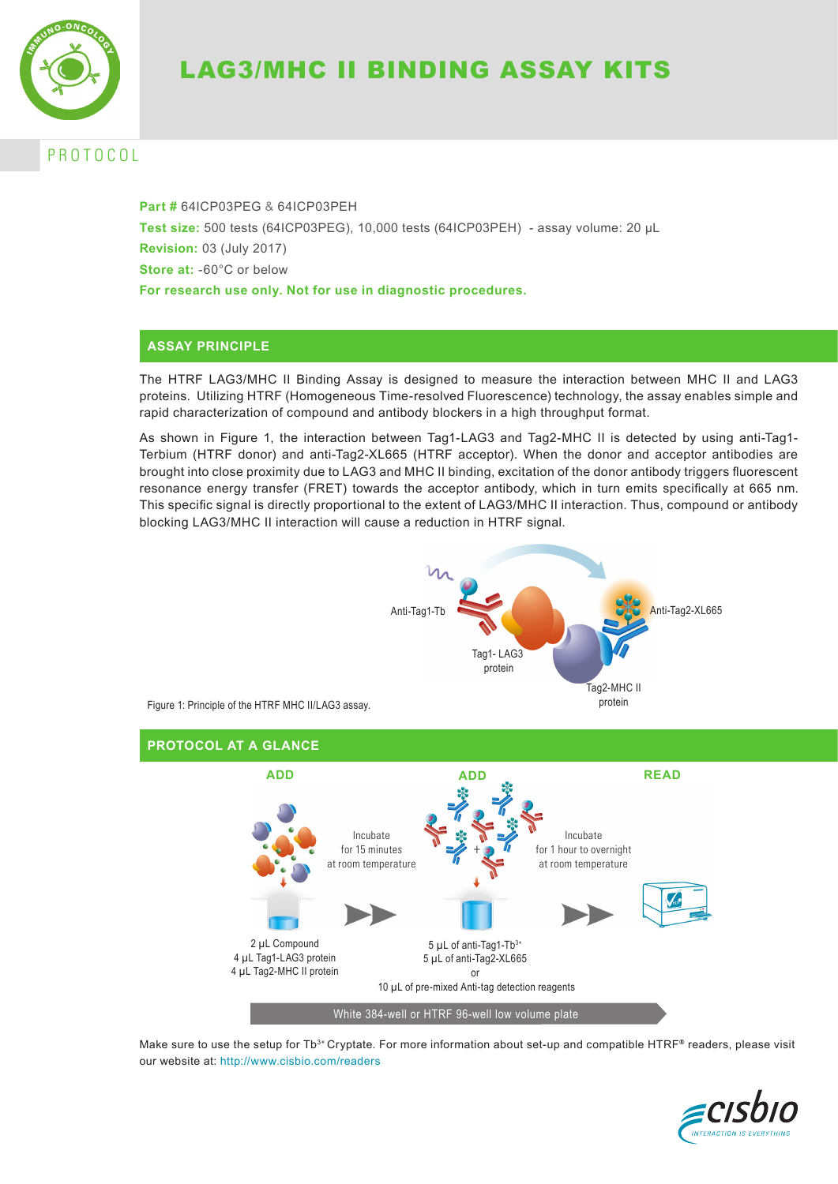# LAG3/MHC II BINDING ASSAY KITS

PROTOCOL

**Part #** 64ICP03PEG & 64ICP03PEH
**Test size:** 500 tests (64ICP03PEG), 10,000 tests (64ICP03PEH) - assay volume: 20 µL
**Revision:** 03 (July 2017)
**Store at:** -60°C or below
**For research use only. Not for use in diagnostic procedures.**

## ASSAY PRINCIPLE

The HTRF LAG3/MHC II Binding Assay is designed to measure the interaction between MHC II and LAG3 proteins. Utilizing HTRF (Homogeneous Time-resolved Fluorescence) technology, the assay enables simple and rapid characterization of compound and antibody blockers in a high throughput format.

As shown in Figure 1, the interaction between Tag1-LAG3 and Tag2-MHC II is detected by using anti-Tag1-Terbium (HTRF donor) and anti-Tag2-XL665 (HTRF acceptor). When the donor and acceptor antibodies are brought into close proximity due to LAG3 and MHC II binding, excitation of the donor antibody triggers fluorescent resonance energy transfer (FRET) towards the acceptor antibody, which in turn emits specifically at 665 nm. This specific signal is directly proportional to the extent of LAG3/MHC II interaction. Thus, compound or antibody blocking LAG3/MHC II interaction will cause a reduction in HTRF signal.

Anti-Tag1-Tb
Tag1- LAG3 protein
Anti-Tag2-XL665
Tag2-MHC II protein

Figure 1: Principle of the HTRF MHC II/LAG3 assay.

## PROTOCOL AT A GLANCE

**ADD**

2 µL Compound
4 µL Tag1-LAG3 protein
4 µL Tag2-MHC II protein

Incubate for 15 minutes at room temperature

**ADD**

5 µL of anti-Tag1-$Tb^{3+}$
5 µL of anti-Tag2-XL665
or
10 µL of pre-mixed Anti-tag detection reagents

Incubate for 1 hour to overnight at room temperature

**READ**

White 384-well or HTRF 96-well low volume plate

Make sure to use the setup for $Tb^{3+}$ Cryptate. For more information about set-up and compatible HTRF® readers, please visit our website at: http://www.cisbio.com/readers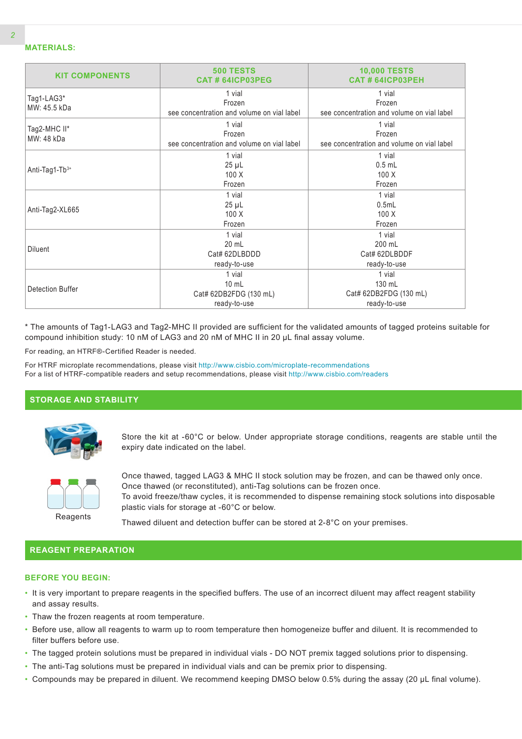## MATERIALS:

| KIT COMPONENTS | 500 TESTS<br>CAT # 64ICP03PEG | 10,000 TESTS<br>CAT # 64ICP03PEH |
|---|---|---|
| Tag1-LAG3*<br>MW: 45.5 kDa | 1 vial<br>Frozen<br>see concentration and volume on vial label | 1 vial<br>Frozen<br>see concentration and volume on vial label |
| Tag2-MHC II*<br>MW: 48 kDa | 1 vial<br>Frozen<br>see concentration and volume on vial label | 1 vial<br>Frozen<br>see concentration and volume on vial label |
| Anti-Tag1-$Tb^{3+}$ | 1 vial<br>25 µL<br>100 X<br>Frozen | 1 vial<br>0.5 mL<br>100 X<br>Frozen |
| Anti-Tag2-XL665 | 1 vial<br>25 µL<br>100 X<br>Frozen | 1 vial<br>0.5mL<br>100 X<br>Frozen |
| Diluent | 1 vial<br>20 mL<br>Cat# 62DLBDDD<br>ready-to-use | 1 vial<br>200 mL<br>Cat# 62DLBDDF<br>ready-to-use |
| Detection Buffer | 1 vial<br>10 mL<br>Cat# 62DB2FDG (130 mL)<br>ready-to-use | 1 vial<br>130 mL<br>Cat# 62DB2FDG (130 mL)<br>ready-to-use |

* The amounts of Tag1-LAG3 and Tag2-MHC II provided are sufficient for the validated amounts of tagged proteins suitable for compound inhibition study: 10 nM of LAG3 and 20 nM of MHC II in 20 µL final assay volume.

For reading, an HTRF®-Certified Reader is needed.

For HTRF microplate recommendations, please visit http://www.cisbio.com/microplate-recommendations
For a list of HTRF-compatible readers and setup recommendations, please visit http://www.cisbio.com/readers

## STORAGE AND STABILITY

Store the kit at -60°C or below. Under appropriate storage conditions, reagents are stable until the expiry date indicated on the label.

Reagents

Once thawed, tagged LAG3 & MHC II stock solution may be frozen, and can be thawed only once.
Once thawed (or reconstituted), anti-Tag solutions can be frozen once.
To avoid freeze/thaw cycles, it is recommended to dispense remaining stock solutions into disposable plastic vials for storage at -60°C or below.

Thawed diluent and detection buffer can be stored at 2-8°C on your premises.

## REAGENT PREPARATION

### BEFORE YOU BEGIN:

- It is very important to prepare reagents in the specified buffers. The use of an incorrect diluent may affect reagent stability and assay results.
- Thaw the frozen reagents at room temperature.
- Before use, allow all reagents to warm up to room temperature then homogeneize buffer and diluent. It is recommended to filter buffers before use.
- The tagged protein solutions must be prepared in individual vials - DO NOT premix tagged solutions prior to dispensing.
- The anti-Tag solutions must be prepared in individual vials and can be premix prior to dispensing.
- Compounds may be prepared in diluent. We recommend keeping DMSO below 0.5% during the assay (20 µL final volume).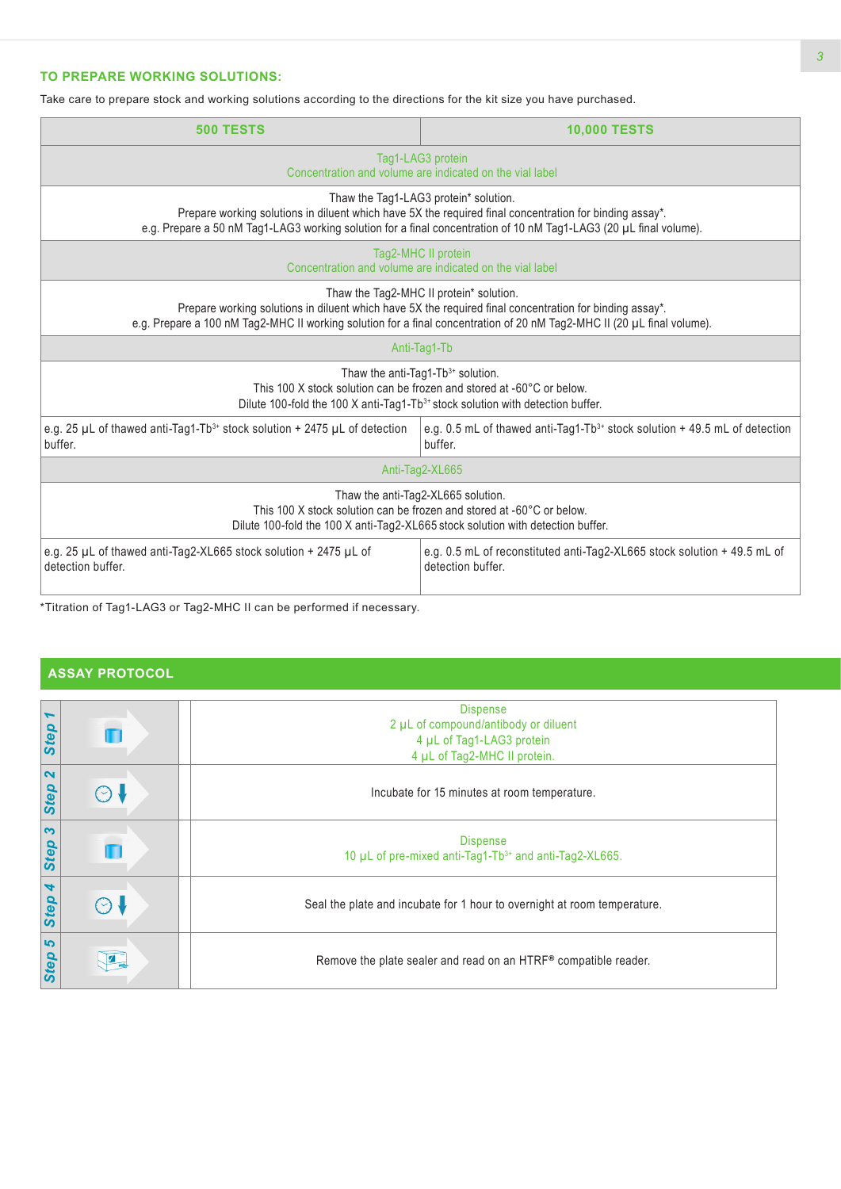## TO PREPARE WORKING SOLUTIONS:

Take care to prepare stock and working solutions according to the directions for the kit size you have purchased.

| 500 TESTS | 10,000 TESTS |
|---|---|
| Tag1-LAG3 protein<br>Concentration and volume are indicated on the vial label | |
| Thaw the Tag1-LAG3 protein* solution.<br>Prepare working solutions in diluent which have 5X the required final concentration for binding assay*.<br>e.g. Prepare a 50 nM Tag1-LAG3 working solution for a final concentration of 10 nM Tag1-LAG3 (20 µL final volume). | |
| Tag2-MHC II protein<br>Concentration and volume are indicated on the vial label | |
| Thaw the Tag2-MHC II protein* solution.<br>Prepare working solutions in diluent which have 5X the required final concentration for binding assay*.<br>e.g. Prepare a 100 nM Tag2-MHC II working solution for a final concentration of 20 nM Tag2-MHC II (20 µL final volume). | |
| Anti-Tag1-Tb | |
| Thaw the anti-Tag1-$Tb^{3+}$ solution.<br>This 100 X stock solution can be frozen and stored at -60°C or below.<br>Dilute 100-fold the 100 X anti-Tag1-$Tb^{3+}$ stock solution with detection buffer. | |
| e.g. 25 µL of thawed anti-Tag1-$Tb^{3+}$ stock solution + 2475 µL of detection buffer. | e.g. 0.5 mL of thawed anti-Tag1-$Tb^{3+}$ stock solution + 49.5 mL of detection buffer. |
| Anti-Tag2-XL665 | |
| Thaw the anti-Tag2-XL665 solution.<br>This 100 X stock solution can be frozen and stored at -60°C or below.<br>Dilute 100-fold the 100 X anti-Tag2-XL665 stock solution with detection buffer. | |
| e.g. 25 µL of thawed anti-Tag2-XL665 stock solution + 2475 µL of detection buffer. | e.g. 0.5 mL of reconstituted anti-Tag2-XL665 stock solution + 49.5 mL of detection buffer. |

*Titration of Tag1-LAG3 or Tag2-MHC II can be performed if necessary.

## ASSAY PROTOCOL

| Step | Action |
|---|---|
| Step 1 | Dispense<br>2 µL of compound/antibody or diluent<br>4 µL of Tag1-LAG3 protein<br>4 µL of Tag2-MHC II protein. |
| Step 2 | Incubate for 15 minutes at room temperature. |
| Step 3 | Dispense<br>10 µL of pre-mixed anti-Tag1-$Tb^{3+}$ and anti-Tag2-XL665. |
| Step 4 | Seal the plate and incubate for 1 hour to overnight at room temperature. |
| Step 5 | Remove the plate sealer and read on an HTRF® compatible reader. |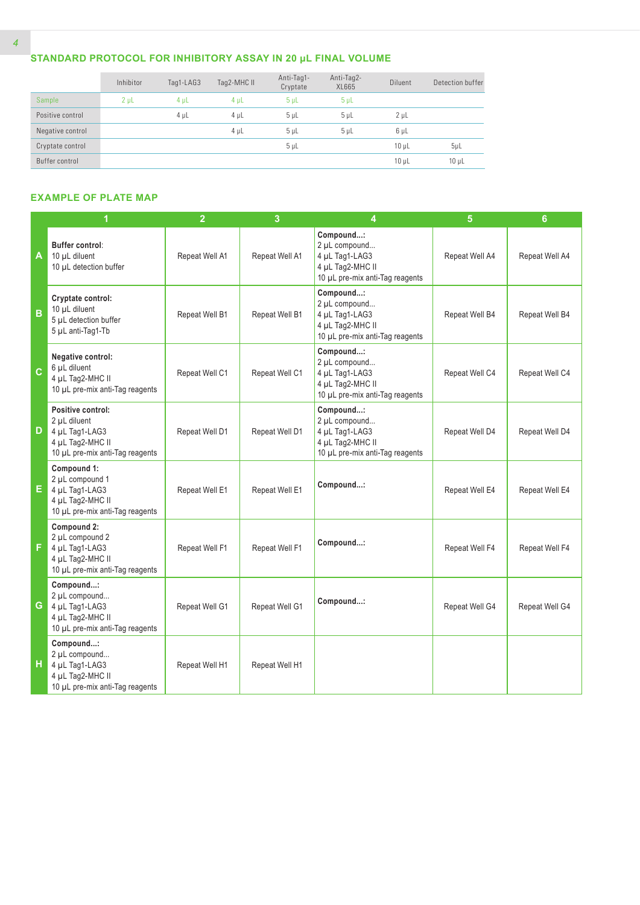## STANDARD PROTOCOL FOR INHIBITORY ASSAY IN 20 µL FINAL VOLUME

| | Inhibitor | Tag1-LAG3 | Tag2-MHC II | Anti-Tag1-Cryptate | Anti-Tag2-XL665 | Diluent | Detection buffer |
|---|---|---|---|---|---|---|---|
| Sample | 2 µL | 4 µL | 4 µL | 5 µL | 5 µL | | |
| Positive control | | 4 µL | 4 µL | 5 µL | 5 µL | 2 µL | |
| Negative control | | | 4 µL | 5 µL | 5 µL | 6 µL | |
| Cryptate control | | | | 5 µL | | 10 µL | 5µL |
| Buffer control | | | | | | 10 µL | 10 µL |

## EXAMPLE OF PLATE MAP

| | 1 | 2 | 3 | 4 | 5 | 6 |
|---|---|---|---|---|---|---|
| A | **Buffer control**:<br>10 µL diluent<br>10 µL detection buffer | Repeat Well A1 | Repeat Well A1 | **Compound...:**<br>2 µL compound...<br>4 µL Tag1-LAG3<br>4 µL Tag2-MHC II<br>10 µL pre-mix anti-Tag reagents | Repeat Well A4 | Repeat Well A4 |
| B | **Cryptate control:**<br>10 µL diluent<br>5 µL detection buffer<br>5 µL anti-Tag1-Tb | Repeat Well B1 | Repeat Well B1 | **Compound...:**<br>2 µL compound...<br>4 µL Tag1-LAG3<br>4 µL Tag2-MHC II<br>10 µL pre-mix anti-Tag reagents | Repeat Well B4 | Repeat Well B4 |
| C | **Negative control:**<br>6 µL diluent<br>4 µL Tag2-MHC II<br>10 µL pre-mix anti-Tag reagents | Repeat Well C1 | Repeat Well C1 | **Compound...:**<br>2 µL compound...<br>4 µL Tag1-LAG3<br>4 µL Tag2-MHC II<br>10 µL pre-mix anti-Tag reagents | Repeat Well C4 | Repeat Well C4 |
| D | **Positive control:**<br>2 µL diluent<br>4 µL Tag1-LAG3<br>4 µL Tag2-MHC II<br>10 µL pre-mix anti-Tag reagents | Repeat Well D1 | Repeat Well D1 | **Compound...:**<br>2 µL compound...<br>4 µL Tag1-LAG3<br>4 µL Tag2-MHC II<br>10 µL pre-mix anti-Tag reagents | Repeat Well D4 | Repeat Well D4 |
| E | **Compound 1:**<br>2 µL compound 1<br>4 µL Tag1-LAG3<br>4 µL Tag2-MHC II<br>10 µL pre-mix anti-Tag reagents | Repeat Well E1 | Repeat Well E1 | **Compound...:** | Repeat Well E4 | Repeat Well E4 |
| F | **Compound 2:**<br>2 µL compound 2<br>4 µL Tag1-LAG3<br>4 µL Tag2-MHC II<br>10 µL pre-mix anti-Tag reagents | Repeat Well F1 | Repeat Well F1 | **Compound...:** | Repeat Well F4 | Repeat Well F4 |
| G | **Compound...:**<br>2 µL compound...<br>4 µL Tag1-LAG3<br>4 µL Tag2-MHC II<br>10 µL pre-mix anti-Tag reagents | Repeat Well G1 | Repeat Well G1 | **Compound...:** | Repeat Well G4 | Repeat Well G4 |
| H | **Compound...:**<br>2 µL compound...<br>4 µL Tag1-LAG3<br>4 µL Tag2-MHC II<br>10 µL pre-mix anti-Tag reagents | Repeat Well H1 | Repeat Well H1 | | | |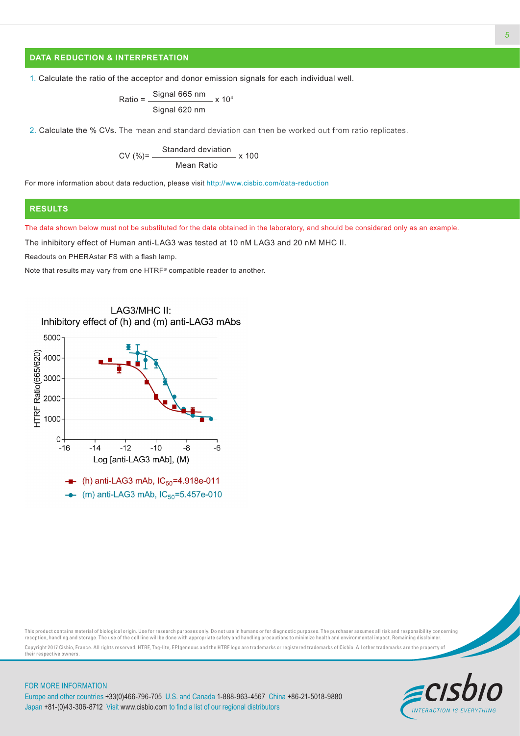## DATA REDUCTION & INTERPRETATION

1. Calculate the ratio of the acceptor and donor emission signals for each individual well.

$$\text{Ratio} = \frac{\text{Signal 665 nm}}{\text{Signal 620 nm}} \times 10^4$$

2. Calculate the % CVs. The mean and standard deviation can then be worked out from ratio replicates.

$$\text{CV (\%)} = \frac{\text{Standard deviation}}{\text{Mean Ratio}} \times 100$$

For more information about data reduction, please visit http://www.cisbio.com/data-reduction

## RESULTS

The data shown below must not be substituted for the data obtained in the laboratory, and should be considered only as an example.

The inhibitory effect of Human anti-LAG3 was tested at 10 nM LAG3 and 20 nM MHC II.

Readouts on PHERAstar FS with a flash lamp.

Note that results may vary from one HTRF® compatible reader to another.

LAG3/MHC II:
Inhibitory effect of (h) and (m) anti-LAG3 mAbs

HTRF Ratio(665/620)

5000
4000
3000
2000
1000
0

-16
-14
-12
-10
-8
-6

Log [anti-LAG3 mAb], (M)

(h) anti-LAG3 mAb, $IC_{50}$=4.918e-011

(m) anti-LAG3 mAb, $IC_{50}$=5.457e-010

This product contains material of biological origin. Use for research purposes only. Do not use in humans or for diagnostic purposes. The purchaser assumes all risk and responsibility concerning reception, handling and storage. The use of the cell line will be done with appropriate safety and handling precautions to minimize health and environmental impact. Remaining disclaimer.

Copyright 2017 Cisbio, France. All rights reserved. HTRF, Tag-lite, EPIgeneous and the HTRF logo are trademarks or registered trademarks of Cisbio. All other trademarks are the property of their respective owners.

FOR MORE INFORMATION
Europe and other countries +33(0)466-796-705 U.S. and Canada 1-888-963-4567 China +86-21-5018-9880
Japan +81-(0)43-306-8712 Visit www.cisbio.com to find a list of our regional distributors

cisbio INTERACTION IS EVERYTHING